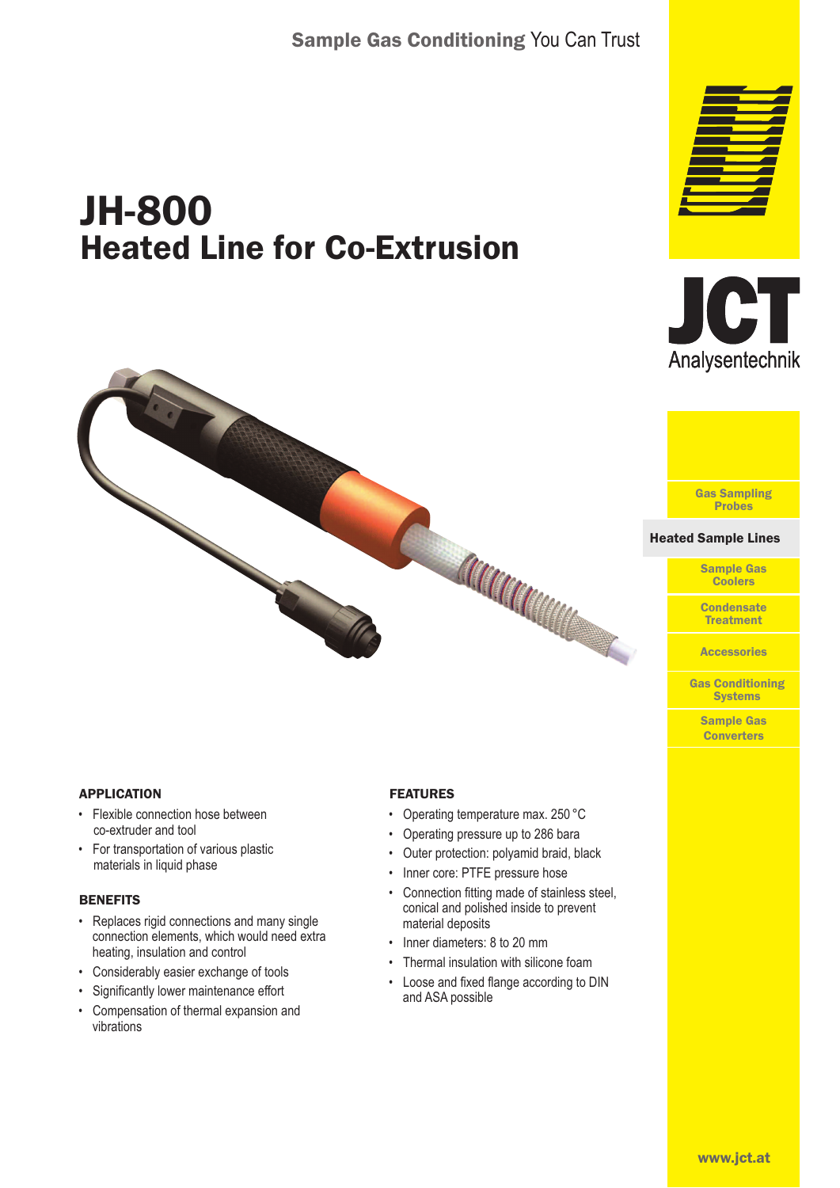Sample Gas Conditioning You Can Trust

# JH-800
## Heated Line for Co-Extrusion

JCT Analysentechnik

- Gas Sampling Probes
- **Heated Sample Lines**
- Sample Gas Coolers
- Condensate Treatment
- Accessories
- Gas Conditioning Systems
- Sample Gas Converters

### APPLICATION

- Flexible connection hose between co-extruder and tool
- For transportation of various plastic materials in liquid phase

### BENEFITS

- Replaces rigid connections and many single connection elements, which would need extra heating, insulation and control
- Considerably easier exchange of tools
- Significantly lower maintenance effort
- Compensation of thermal expansion and vibrations

### FEATURES

- Operating temperature max. 250 °C
- Operating pressure up to 286 bara
- Outer protection: polyamid braid, black
- Inner core: PTFE pressure hose
- Connection fitting made of stainless steel, conical and polished inside to prevent material deposits
- Inner diameters: 8 to 20 mm
- Thermal insulation with silicone foam
- Loose and fixed flange according to DIN and ASA possible

www.jct.at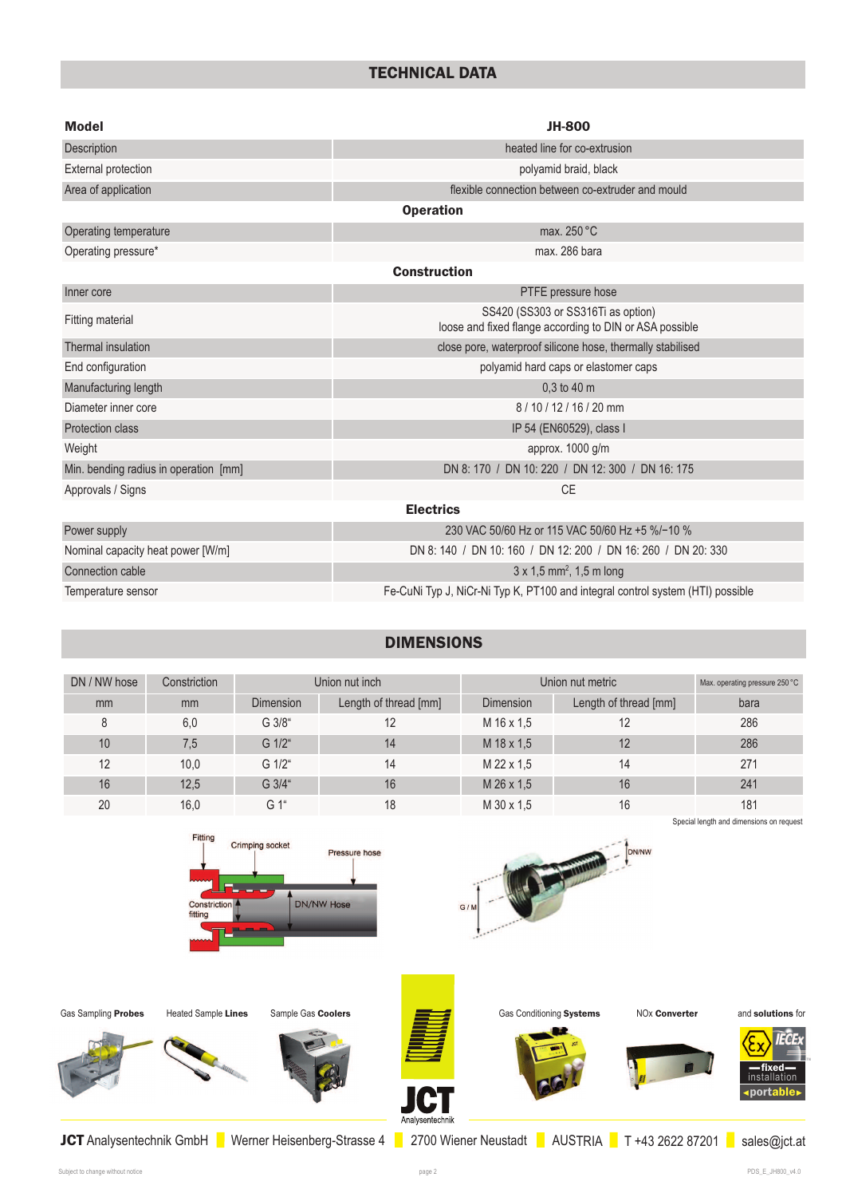## TECHNICAL DATA

| Model | JH-800 |
|---|---|
| Description | heated line for co-extrusion |
| External protection | polyamid braid, black |
| Area of application | flexible connection between co-extruder and mould |
| **Operation** | |
| Operating temperature | max. 250 °C |
| Operating pressure* | max. 286 bara |
| **Construction** | |
| Inner core | PTFE pressure hose |
| Fitting material | SS420 (SS303 or SS316Ti as option) loose and fixed flange according to DIN or ASA possible |
| Thermal insulation | close pore, waterproof silicone hose, thermally stabilised |
| End configuration | polyamid hard caps or elastomer caps |
| Manufacturing length | 0,3 to 40 m |
| Diameter inner core | 8 / 10 / 12 / 16 / 20 mm |
| Protection class | IP 54 (EN60529), class I |
| Weight | approx. 1000 g/m |
| Min. bending radius in operation [mm] | DN 8: 170 / DN 10: 220 / DN 12: 300 / DN 16: 175 |
| Approvals / Signs | CE |
| **Electrics** | |
| Power supply | 230 VAC 50/60 Hz or 115 VAC 50/60 Hz +5 %/−10 % |
| Nominal capacity heat power [W/m] | DN 8: 140 / DN 10: 160 / DN 12: 200 / DN 16: 260 / DN 20: 330 |
| Connection cable | 3 x 1,5 mm$^2$, 1,5 m long |
| Temperature sensor | Fe-CuNi Typ J, NiCr-Ni Typ K, PT100 and integral control system (HTI) possible |

## DIMENSIONS

| DN / NW hose | Constriction | Union nut inch | | Union nut metric | | Max. operating pressure 250 °C |
|---|---|---|---|---|---|---|
| mm | mm | Dimension | Length of thread [mm] | Dimension | Length of thread [mm] | bara |
| 8 | 6,0 | G 3/8“ | 12 | M 16 x 1,5 | 12 | 286 |
| 10 | 7,5 | G 1/2“ | 14 | M 18 x 1,5 | 12 | 286 |
| 12 | 10,0 | G 1/2“ | 14 | M 22 x 1,5 | 14 | 271 |
| 16 | 12,5 | G 3/4“ | 16 | M 26 x 1,5 | 16 | 241 |
| 20 | 16,0 | G 1“ | 18 | M 30 x 1,5 | 16 | 181 |

Special length and dimensions on request

Fitting
Crimping socket
Pressure hose
Constriction fitting
DN/NW Hose

DN/NW
G / M

Gas Sampling **Probes** Heated Sample **Lines** Sample Gas **Coolers** Gas Conditioning **Systems** NOx **Converter** and **solutions** for

**JCT** Analysentechnik GmbH | Werner Heisenberg-Strasse 4 | 2700 Wiener Neustadt | AUSTRIA | T +43 2622 87201 | sales@jct.at

Subject to change without notice

PDS_E_JH800_v4.0